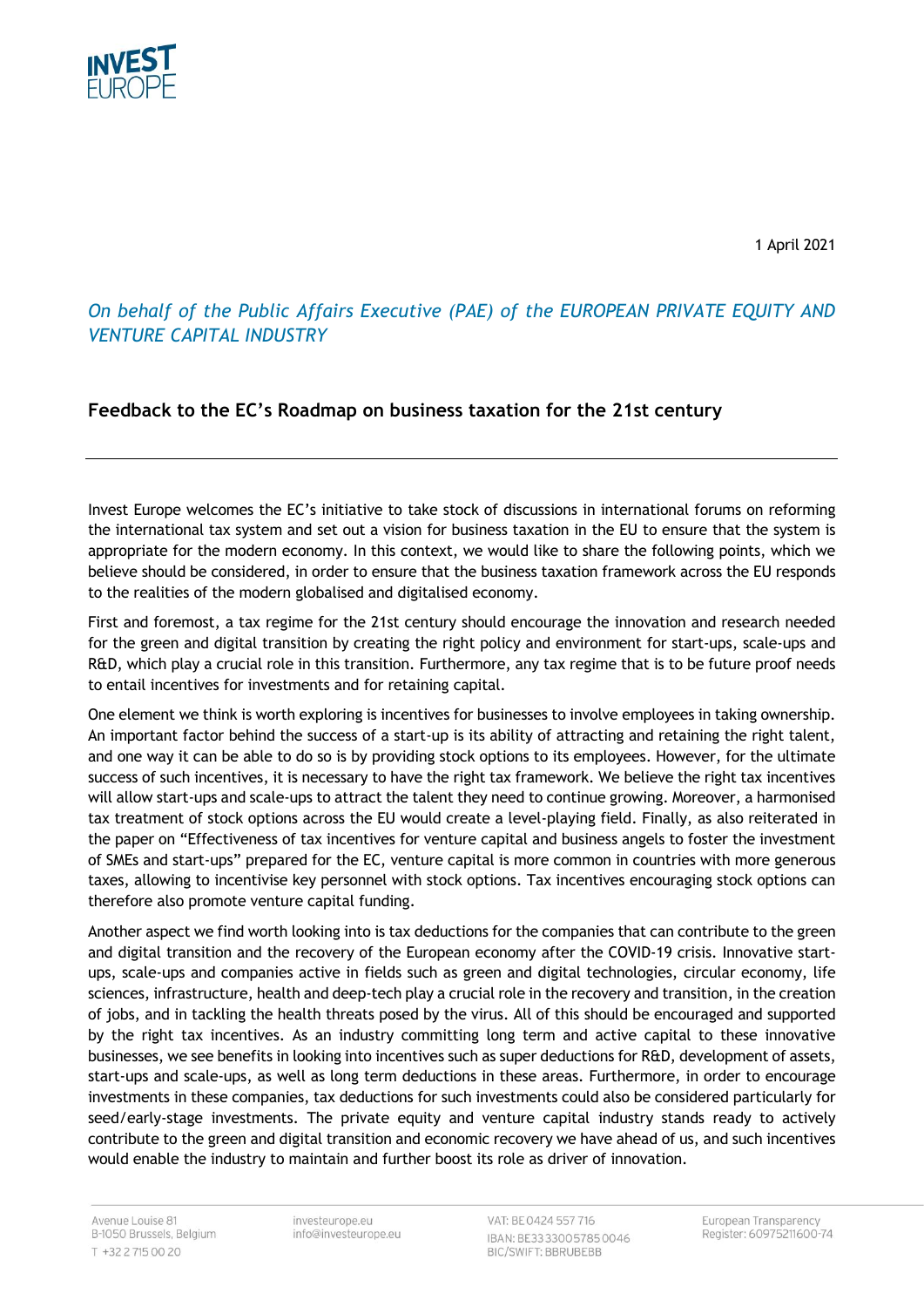1 April 2021

*On behalf of the Public Affairs Executive (PAE) of the EUROPEAN PRIVATE EQUITY AND VENTURE CAPITAL INDUSTRY*

## Feedback to the EC's Roadmap on business taxation for the 21st century

---

Invest Europe welcomes the EC's initiative to take stock of discussions in international forums on reforming the international tax system and set out a vision for business taxation in the EU to ensure that the system is appropriate for the modern economy. In this context, we would like to share the following points, which we believe should be considered, in order to ensure that the business taxation framework across the EU responds to the realities of the modern globalised and digitalised economy.

First and foremost, a tax regime for the 21st century should encourage the innovation and research needed for the green and digital transition by creating the right policy and environment for start-ups, scale-ups and R&D, which play a crucial role in this transition. Furthermore, any tax regime that is to be future proof needs to entail incentives for investments and for retaining capital.

One element we think is worth exploring is incentives for businesses to involve employees in taking ownership. An important factor behind the success of a start-up is its ability of attracting and retaining the right talent, and one way it can be able to do so is by providing stock options to its employees. However, for the ultimate success of such incentives, it is necessary to have the right tax framework. We believe the right tax incentives will allow start-ups and scale-ups to attract the talent they need to continue growing. Moreover, a harmonised tax treatment of stock options across the EU would create a level-playing field. Finally, as also reiterated in the paper on "Effectiveness of tax incentives for venture capital and business angels to foster the investment of SMEs and start-ups" prepared for the EC, venture capital is more common in countries with more generous taxes, allowing to incentivise key personnel with stock options. Tax incentives encouraging stock options can therefore also promote venture capital funding.

Another aspect we find worth looking into is tax deductions for the companies that can contribute to the green and digital transition and the recovery of the European economy after the COVID-19 crisis. Innovative start-ups, scale-ups and companies active in fields such as green and digital technologies, circular economy, life sciences, infrastructure, health and deep-tech play a crucial role in the recovery and transition, in the creation of jobs, and in tackling the health threats posed by the virus. All of this should be encouraged and supported by the right tax incentives. As an industry committing long term and active capital to these innovative businesses, we see benefits in looking into incentives such as super deductions for R&D, development of assets, start-ups and scale-ups, as well as long term deductions in these areas. Furthermore, in order to encourage investments in these companies, tax deductions for such investments could also be considered particularly for seed/early-stage investments. The private equity and venture capital industry stands ready to actively contribute to the green and digital transition and economic recovery we have ahead of us, and such incentives would enable the industry to maintain and further boost its role as driver of innovation.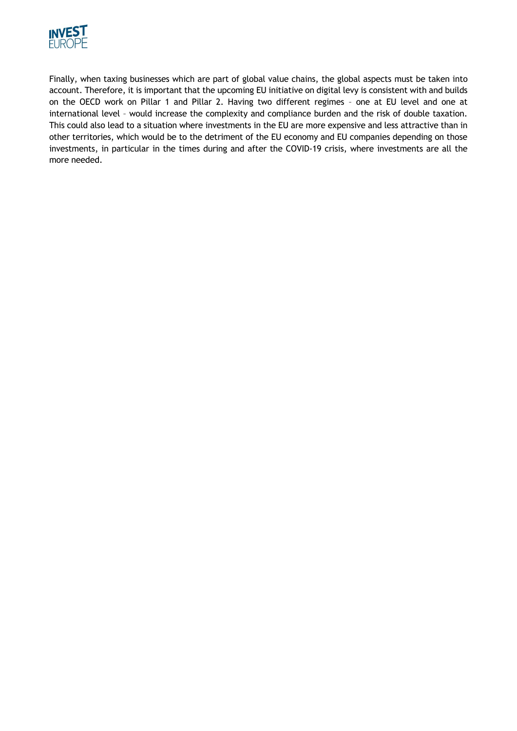Finally, when taxing businesses which are part of global value chains, the global aspects must be taken into account. Therefore, it is important that the upcoming EU initiative on digital levy is consistent with and builds on the OECD work on Pillar 1 and Pillar 2. Having two different regimes – one at EU level and one at international level – would increase the complexity and compliance burden and the risk of double taxation. This could also lead to a situation where investments in the EU are more expensive and less attractive than in other territories, which would be to the detriment of the EU economy and EU companies depending on those investments, in particular in the times during and after the COVID-19 crisis, where investments are all the more needed.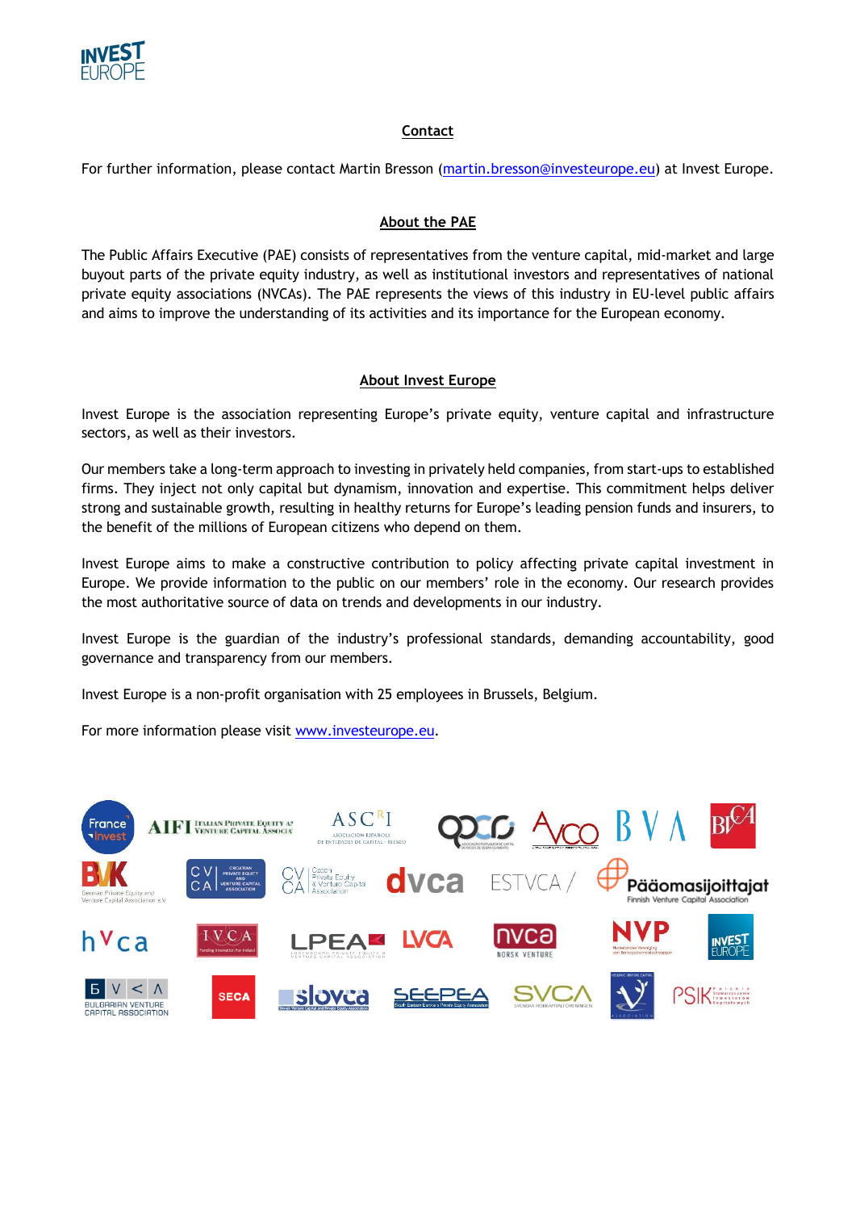## Contact

For further information, please contact Martin Bresson (martin.bresson@investeurope.eu) at Invest Europe.

## About the PAE

The Public Affairs Executive (PAE) consists of representatives from the venture capital, mid-market and large buyout parts of the private equity industry, as well as institutional investors and representatives of national private equity associations (NVCAs). The PAE represents the views of this industry in EU-level public affairs and aims to improve the understanding of its activities and its importance for the European economy.

## About Invest Europe

Invest Europe is the association representing Europe's private equity, venture capital and infrastructure sectors, as well as their investors.

Our members take a long-term approach to investing in privately held companies, from start-ups to established firms. They inject not only capital but dynamism, innovation and expertise. This commitment helps deliver strong and sustainable growth, resulting in healthy returns for Europe's leading pension funds and insurers, to the benefit of the millions of European citizens who depend on them.

Invest Europe aims to make a constructive contribution to policy affecting private capital investment in Europe. We provide information to the public on our members' role in the economy. Our research provides the most authoritative source of data on trends and developments in our industry.

Invest Europe is the guardian of the industry's professional standards, demanding accountability, good governance and transparency from our members.

Invest Europe is a non-profit organisation with 25 employees in Brussels, Belgium.

For more information please visit www.investeurope.eu.